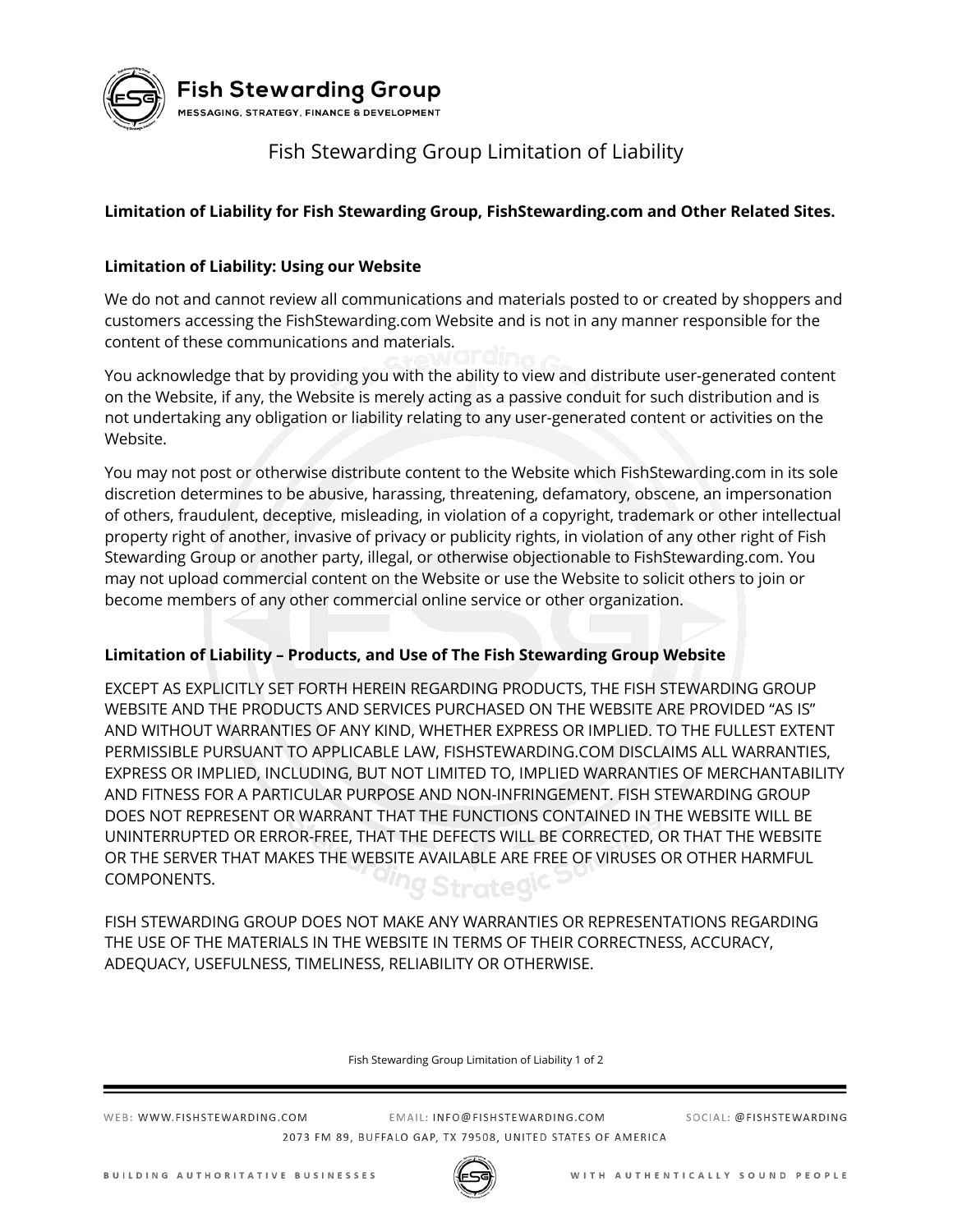# Fish Stewarding Group Limitation of Liability

**Limitation of Liability for Fish Stewarding Group, FishStewarding.com and Other Related Sites.**

## Limitation of Liability: Using our Website

We do not and cannot review all communications and materials posted to or created by shoppers and customers accessing the FishStewarding.com Website and is not in any manner responsible for the content of these communications and materials.

You acknowledge that by providing you with the ability to view and distribute user-generated content on the Website, if any, the Website is merely acting as a passive conduit for such distribution and is not undertaking any obligation or liability relating to any user-generated content or activities on the Website.

You may not post or otherwise distribute content to the Website which FishStewarding.com in its sole discretion determines to be abusive, harassing, threatening, defamatory, obscene, an impersonation of others, fraudulent, deceptive, misleading, in violation of a copyright, trademark or other intellectual property right of another, invasive of privacy or publicity rights, in violation of any other right of Fish Stewarding Group or another party, illegal, or otherwise objectionable to FishStewarding.com. You may not upload commercial content on the Website or use the Website to solicit others to join or become members of any other commercial online service or other organization.

## Limitation of Liability – Products, and Use of The Fish Stewarding Group Website

EXCEPT AS EXPLICITLY SET FORTH HEREIN REGARDING PRODUCTS, THE FISH STEWARDING GROUP WEBSITE AND THE PRODUCTS AND SERVICES PURCHASED ON THE WEBSITE ARE PROVIDED "AS IS" AND WITHOUT WARRANTIES OF ANY KIND, WHETHER EXPRESS OR IMPLIED. TO THE FULLEST EXTENT PERMISSIBLE PURSUANT TO APPLICABLE LAW, FISHSTEWARDING.COM DISCLAIMS ALL WARRANTIES, EXPRESS OR IMPLIED, INCLUDING, BUT NOT LIMITED TO, IMPLIED WARRANTIES OF MERCHANTABILITY AND FITNESS FOR A PARTICULAR PURPOSE AND NON-INFRINGEMENT. FISH STEWARDING GROUP DOES NOT REPRESENT OR WARRANT THAT THE FUNCTIONS CONTAINED IN THE WEBSITE WILL BE UNINTERRUPTED OR ERROR-FREE, THAT THE DEFECTS WILL BE CORRECTED, OR THAT THE WEBSITE OR THE SERVER THAT MAKES THE WEBSITE AVAILABLE ARE FREE OF VIRUSES OR OTHER HARMFUL COMPONENTS.

FISH STEWARDING GROUP DOES NOT MAKE ANY WARRANTIES OR REPRESENTATIONS REGARDING THE USE OF THE MATERIALS IN THE WEBSITE IN TERMS OF THEIR CORRECTNESS, ACCURACY, ADEQUACY, USEFULNESS, TIMELINESS, RELIABILITY OR OTHERWISE.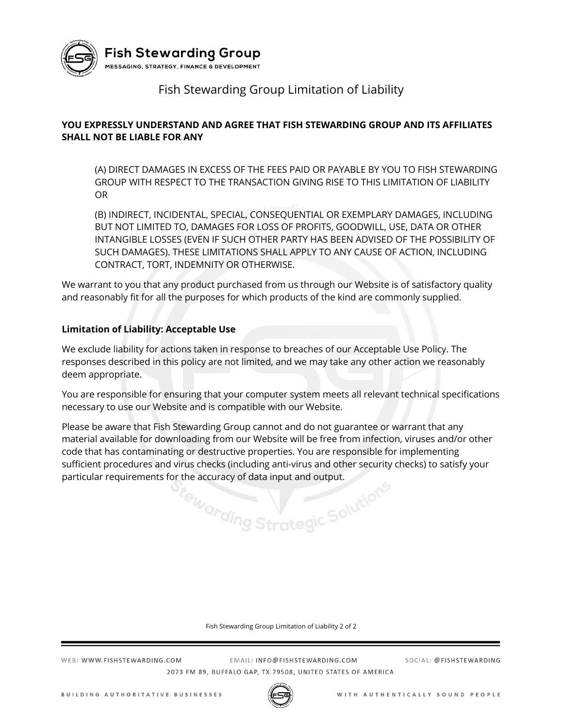# Fish Stewarding Group Limitation of Liability

**YOU EXPRESSLY UNDERSTAND AND AGREE THAT FISH STEWARDING GROUP AND ITS AFFILIATES SHALL NOT BE LIABLE FOR ANY**

(A) DIRECT DAMAGES IN EXCESS OF THE FEES PAID OR PAYABLE BY YOU TO FISH STEWARDING GROUP WITH RESPECT TO THE TRANSACTION GIVING RISE TO THIS LIMITATION OF LIABILITY OR

(B) INDIRECT, INCIDENTAL, SPECIAL, CONSEQUENTIAL OR EXEMPLARY DAMAGES, INCLUDING BUT NOT LIMITED TO, DAMAGES FOR LOSS OF PROFITS, GOODWILL, USE, DATA OR OTHER INTANGIBLE LOSSES (EVEN IF SUCH OTHER PARTY HAS BEEN ADVISED OF THE POSSIBILITY OF SUCH DAMAGES). THESE LIMITATIONS SHALL APPLY TO ANY CAUSE OF ACTION, INCLUDING CONTRACT, TORT, INDEMNITY OR OTHERWISE.

We warrant to you that any product purchased from us through our Website is of satisfactory quality and reasonably fit for all the purposes for which products of the kind are commonly supplied.

**Limitation of Liability: Acceptable Use**

We exclude liability for actions taken in response to breaches of our Acceptable Use Policy. The responses described in this policy are not limited, and we may take any other action we reasonably deem appropriate.

You are responsible for ensuring that your computer system meets all relevant technical specifications necessary to use our Website and is compatible with our Website.

Please be aware that Fish Stewarding Group cannot and do not guarantee or warrant that any material available for downloading from our Website will be free from infection, viruses and/or other code that has contaminating or destructive properties. You are responsible for implementing sufficient procedures and virus checks (including anti-virus and other security checks) to satisfy your particular requirements for the accuracy of data input and output.